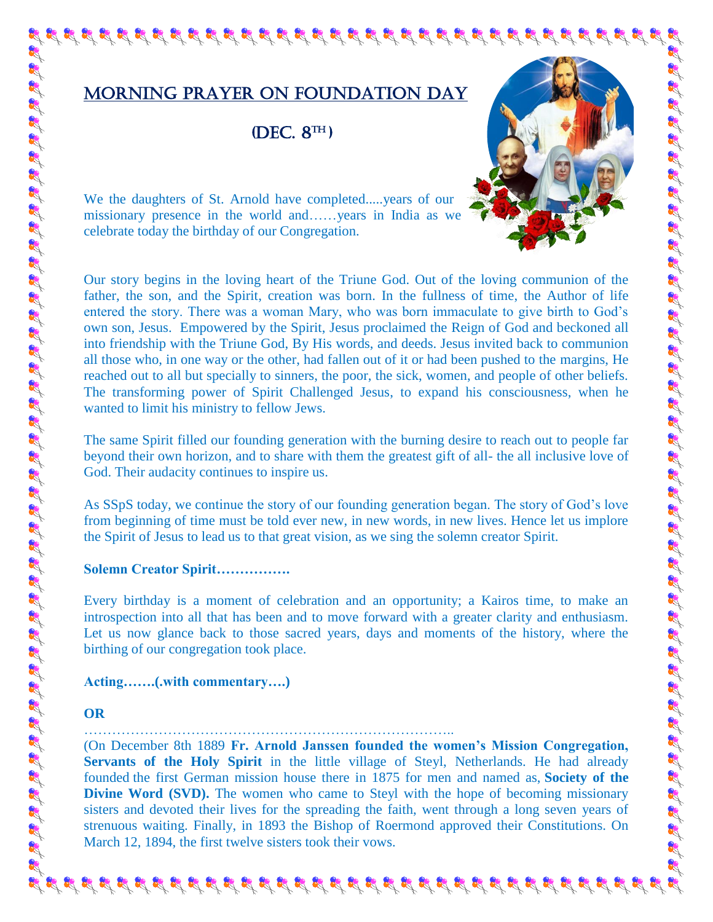# MORNING PRAYER ON FOUNDATION DAY

## (DEC. 8TH )

We the daughters of St. Arnold have completed.....years of our missionary presence in the world and……years in India as we celebrate today the birthday of our Congregation.

Our story begins in the loving heart of the Triune God. Out of the loving communion of the father, the son, and the Spirit, creation was born. In the fullness of time, the Author of life entered the story. There was a woman Mary, who was born immaculate to give birth to God's own son, Jesus. Empowered by the Spirit, Jesus proclaimed the Reign of God and beckoned all into friendship with the Triune God, By His words, and deeds. Jesus invited back to communion all those who, in one way or the other, had fallen out of it or had been pushed to the margins, He reached out to all but specially to sinners, the poor, the sick, women, and people of other beliefs. The transforming power of Spirit Challenged Jesus, to expand his consciousness, when he wanted to limit his ministry to fellow Jews.

The same Spirit filled our founding generation with the burning desire to reach out to people far beyond their own horizon, and to share with them the greatest gift of all- the all inclusive love of God. Their audacity continues to inspire us.

As SSpS today, we continue the story of our founding generation began. The story of God's love from beginning of time must be told ever new, in new words, in new lives. Hence let us implore the Spirit of Jesus to lead us to that great vision, as we sing the solemn creator Spirit.

**Solemn Creator Spirit…………….**

Every birthday is a moment of celebration and an opportunity; a Kairos time, to make an introspection into all that has been and to move forward with a greater clarity and enthusiasm. Let us now glance back to those sacred years, days and moments of the history, where the birthing of our congregation took place.

**Acting…….(.with commentary….)**

**OR**

……………………………………………………………………..

(On December 8th 1889 **Fr. Arnold Janssen founded the women's Mission Congregation, Servants of the Holy Spirit** in the little village of Steyl, Netherlands. He had already founded the first German mission house there in 1875 for men and named as, **Society of the Divine Word (SVD).** The women who came to Steyl with the hope of becoming missionary sisters and devoted their lives for the spreading the faith, went through a long seven years of strenuous waiting. Finally, in 1893 the Bishop of Roermond approved their Constitutions. On March 12, 1894, the first twelve sisters took their vows.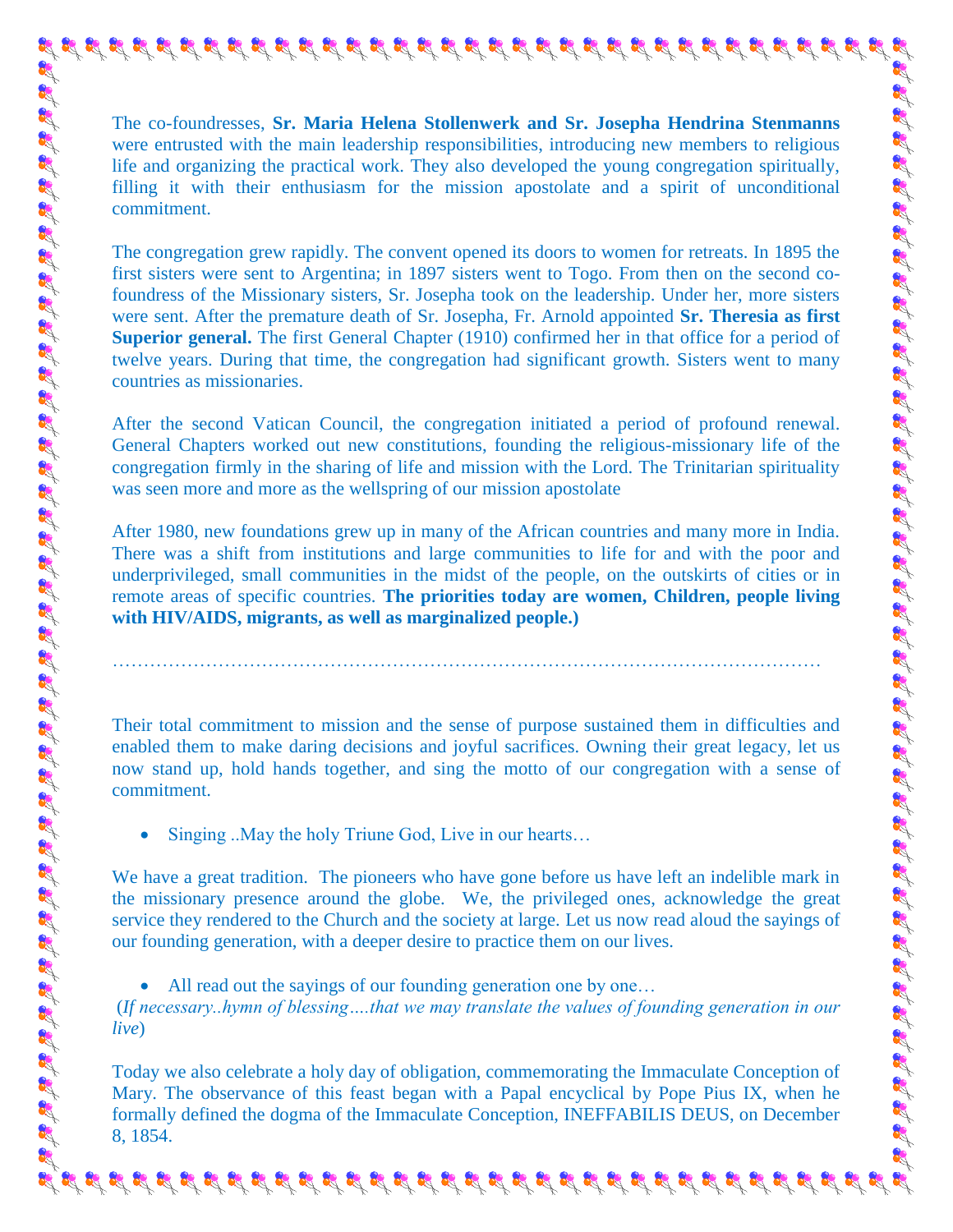The co-foundresses, **Sr. Maria Helena Stollenwerk and Sr. Josepha Hendrina Stenmanns** were entrusted with the main leadership responsibilities, introducing new members to religious life and organizing the practical work. They also developed the young congregation spiritually, filling it with their enthusiasm for the mission apostolate and a spirit of unconditional commitment.

The congregation grew rapidly. The convent opened its doors to women for retreats. In 1895 the first sisters were sent to Argentina; in 1897 sisters went to Togo. From then on the second co-foundress of the Missionary sisters, Sr. Josepha took on the leadership. Under her, more sisters were sent. After the premature death of Sr. Josepha, Fr. Arnold appointed **Sr. Theresia as first Superior general.** The first General Chapter (1910) confirmed her in that office for a period of twelve years. During that time, the congregation had significant growth. Sisters went to many countries as missionaries.

After the second Vatican Council, the congregation initiated a period of profound renewal. General Chapters worked out new constitutions, founding the religious-missionary life of the congregation firmly in the sharing of life and mission with the Lord. The Trinitarian spirituality was seen more and more as the wellspring of our mission apostolate

After 1980, new foundations grew up in many of the African countries and many more in India. There was a shift from institutions and large communities to life for and with the poor and underprivileged, small communities in the midst of the people, on the outskirts of cities or in remote areas of specific countries. **The priorities today are women, Children, people living with HIV/AIDS, migrants, as well as marginalized people.)**

…………………………………………………………………………………………………

Their total commitment to mission and the sense of purpose sustained them in difficulties and enabled them to make daring decisions and joyful sacrifices. Owning their great legacy, let us now stand up, hold hands together, and sing the motto of our congregation with a sense of commitment.

- Singing ..May the holy Triune God, Live in our hearts…

We have a great tradition. The pioneers who have gone before us have left an indelible mark in the missionary presence around the globe. We, the privileged ones, acknowledge the great service they rendered to the Church and the society at large. Let us now read aloud the sayings of our founding generation, with a deeper desire to practice them on our lives.

- All read out the sayings of our founding generation one by one…

(*If necessary..hymn of blessing….that we may translate the values of founding generation in our live*)

Today we also celebrate a holy day of obligation, commemorating the Immaculate Conception of Mary. The observance of this feast began with a Papal encyclical by Pope Pius IX, when he formally defined the dogma of the Immaculate Conception, INEFFABILIS DEUS, on December 8, 1854.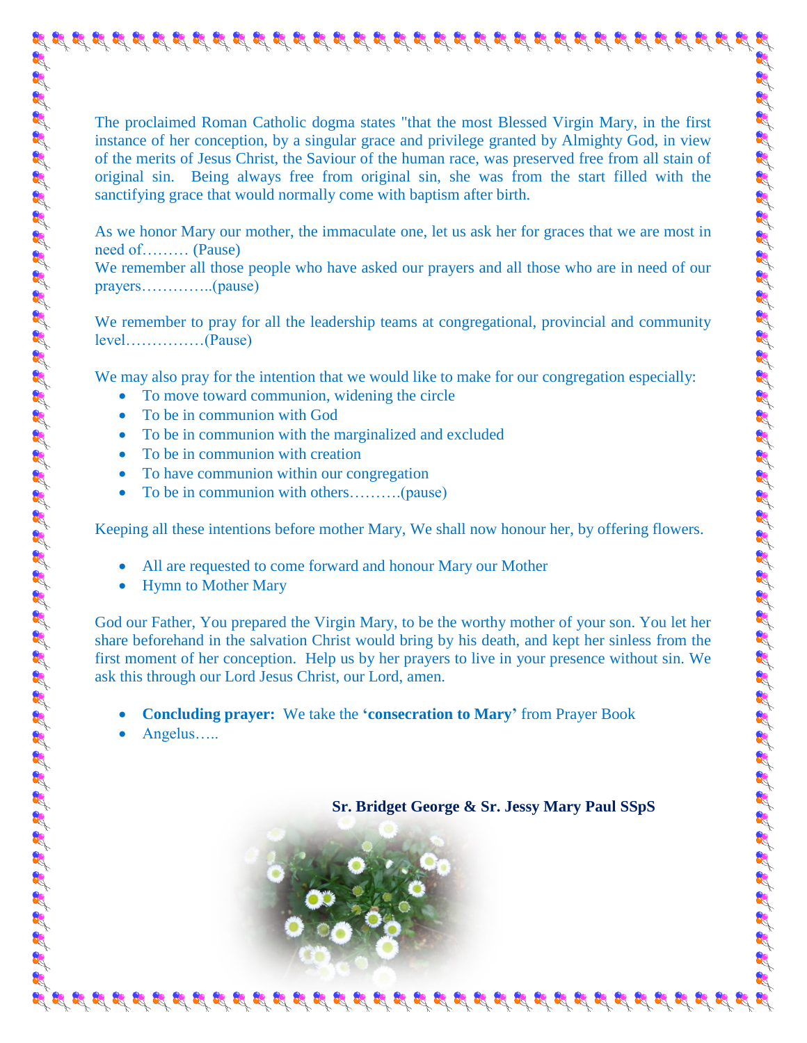The proclaimed Roman Catholic dogma states "that the most Blessed Virgin Mary, in the first instance of her conception, by a singular grace and privilege granted by Almighty God, in view of the merits of Jesus Christ, the Saviour of the human race, was preserved free from all stain of original sin. Being always free from original sin, she was from the start filled with the sanctifying grace that would normally come with baptism after birth.

As we honor Mary our mother, the immaculate one, let us ask her for graces that we are most in need of……… (Pause)
We remember all those people who have asked our prayers and all those who are in need of our prayers…………..(pause)

We remember to pray for all the leadership teams at congregational, provincial and community level……………(Pause)

We may also pray for the intention that we would like to make for our congregation especially:

- To move toward communion, widening the circle
- To be in communion with God
- To be in communion with the marginalized and excluded
- To be in communion with creation
- To have communion within our congregation
- To be in communion with others……….(pause)

Keeping all these intentions before mother Mary, We shall now honour her, by offering flowers.

- All are requested to come forward and honour Mary our Mother
- Hymn to Mother Mary

God our Father, You prepared the Virgin Mary, to be the worthy mother of your son. You let her share beforehand in the salvation Christ would bring by his death, and kept her sinless from the first moment of her conception. Help us by her prayers to live in your presence without sin. We ask this through our Lord Jesus Christ, our Lord, amen.

- **Concluding prayer:** We take the **'consecration to Mary'** from Prayer Book
- Angelus…..

**Sr. Bridget George & Sr. Jessy Mary Paul SSpS**